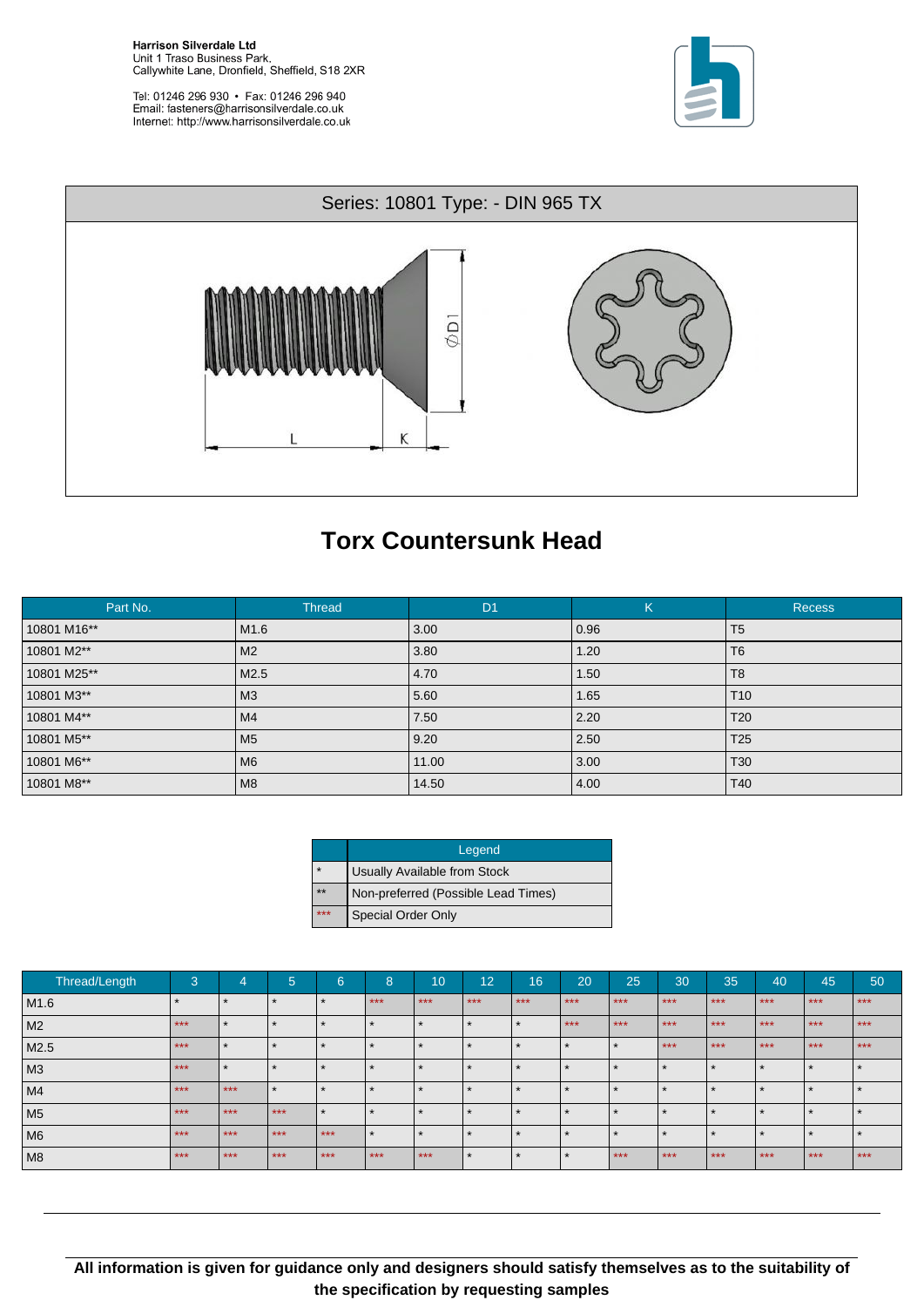**Harrison Silverdale Ltd**
Unit 1 Traso Business Park,
Callywhite Lane, Dronfield, Sheffield, S18 2XR

Tel: 01246 296 930 • Fax: 01246 296 940
Email: fasteners@harrisonsilverdale.co.uk
Internet: http://www.harrisonsilverdale.co.uk

Series: 10801 Type: - DIN 965 TX

# Torx Countersunk Head

| Part No. | Thread | D1 | K | Recess |
|---|---|---|---|---|
| 10801 M16** | M1.6 | 3.00 | 0.96 | T5 |
| 10801 M2** | M2 | 3.80 | 1.20 | T6 |
| 10801 M25** | M2.5 | 4.70 | 1.50 | T8 |
| 10801 M3** | M3 | 5.60 | 1.65 | T10 |
| 10801 M4** | M4 | 7.50 | 2.20 | T20 |
| 10801 M5** | M5 | 9.20 | 2.50 | T25 |
| 10801 M6** | M6 | 11.00 | 3.00 | T30 |
| 10801 M8** | M8 | 14.50 | 4.00 | T40 |

| | Legend |
|---|---|
| * | Usually Available from Stock |
| ** | Non-preferred (Possible Lead Times) |
| *** | Special Order Only |

| Thread/Length | 3 | 4 | 5 | 6 | 8 | 10 | 12 | 16 | 20 | 25 | 30 | 35 | 40 | 45 | 50 |
|---|---|---|---|---|---|---|---|---|---|---|---|---|---|---|---|
| M1.6 | * | * | * | * | *** | *** | *** | *** | *** | *** | *** | *** | *** | *** | *** |
| M2 | *** | * | * | * | * | * | * | * | *** | *** | *** | *** | *** | *** | *** |
| M2.5 | *** | * | * | * | * | * | * | * | * | * | *** | *** | *** | *** | *** |
| M3 | *** | * | * | * | * | * | * | * | * | * | * | * | * | * | * |
| M4 | *** | *** | * | * | * | * | * | * | * | * | * | * | * | * | * |
| M5 | *** | *** | *** | * | * | * | * | * | * | * | * | * | * | * | * |
| M6 | *** | *** | *** | *** | * | * | * | * | * | * | * | * | * | * | * |
| M8 | *** | *** | *** | *** | *** | *** | * | * | * | *** | *** | *** | *** | *** | *** |

**All information is given for guidance only and designers should satisfy themselves as to the suitability of the specification by requesting samples**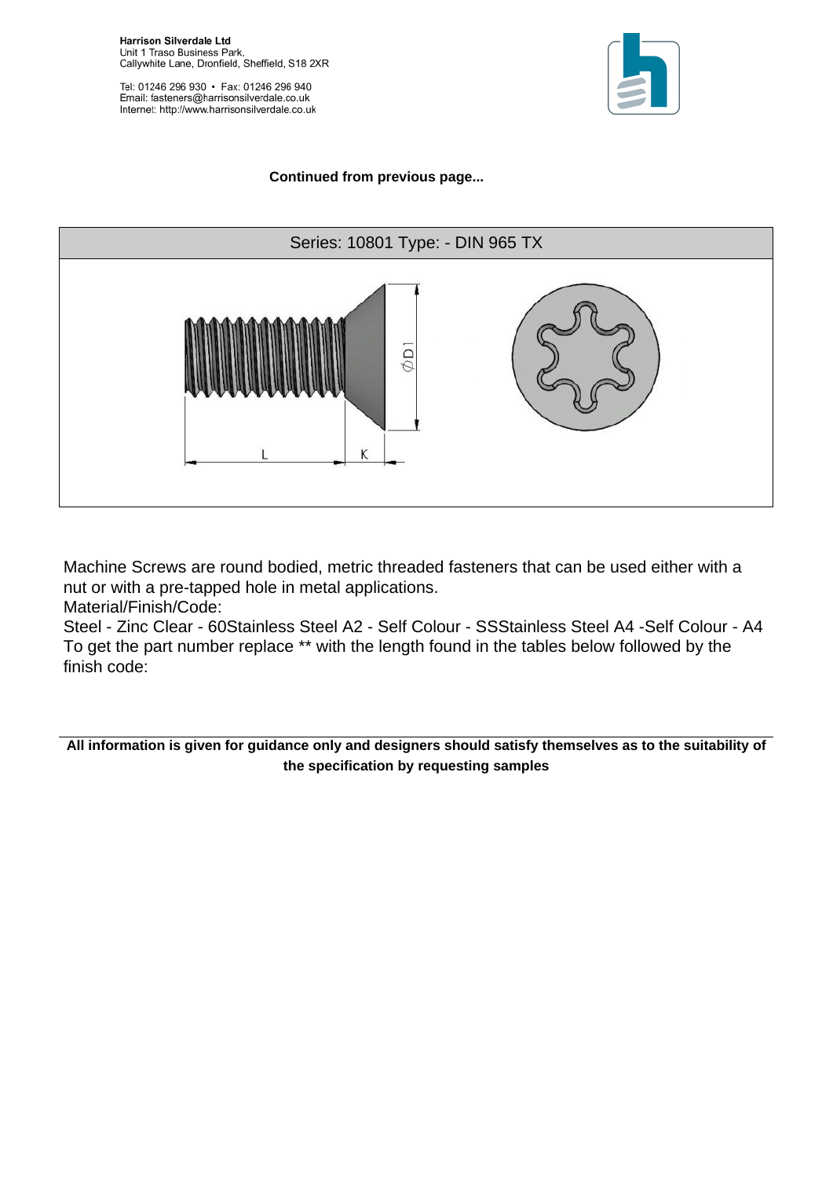**Continued from previous page...**

## Series: 10801 Type: - DIN 965 TX

L

K

$\varnothing$D1

Machine Screws are round bodied, metric threaded fasteners that can be used either with a nut or with a pre-tapped hole in metal applications.
Material/Finish/Code:
Steel - Zinc Clear - 60Stainless Steel A2 - Self Colour - SSStainless Steel A4 -Self Colour - A4
To get the part number replace ** with the length found in the tables below followed by the finish code:

**All information is given for guidance only and designers should satisfy themselves as to the suitability of the specification by requesting samples**